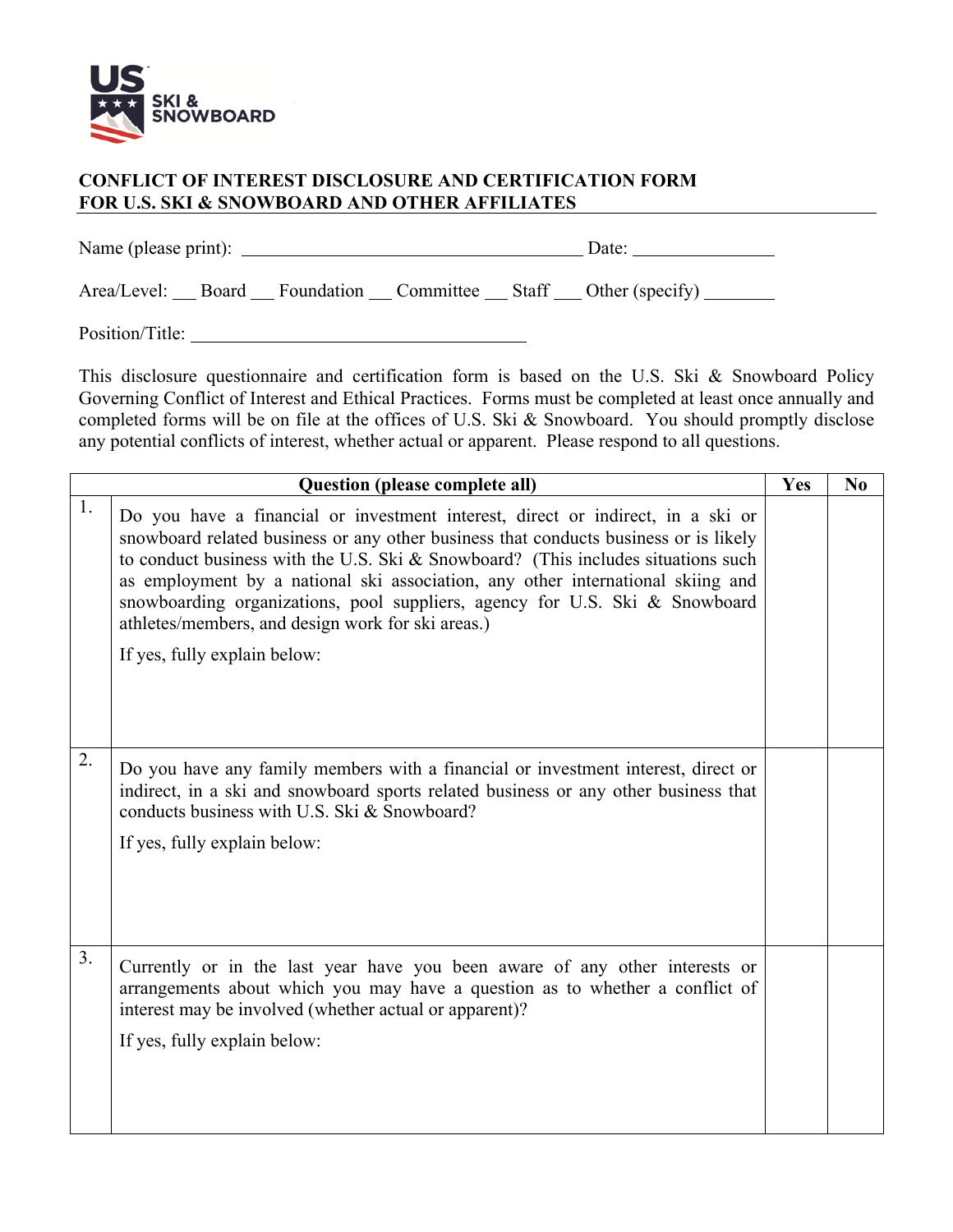# CONFLICT OF INTEREST DISCLOSURE AND CERTIFICATION FORM FOR U.S. SKI & SNOWBOARD AND OTHER AFFILIATES

Name (please print): ______________________________________ Date: _______________

Area/Level: ___ Board ___ Foundation ___ Committee ___ Staff ___ Other (specify) ________

Position/Title: _____________________________________

This disclosure questionnaire and certification form is based on the U.S. Ski & Snowboard Policy Governing Conflict of Interest and Ethical Practices. Forms must be completed at least once annually and completed forms will be on file at the offices of U.S. Ski & Snowboard. You should promptly disclose any potential conflicts of interest, whether actual or apparent. Please respond to all questions.

| | Question (please complete all) | Yes | No |
|---|---|---|---|
| 1. | Do you have a financial or investment interest, direct or indirect, in a ski or snowboard related business or any other business that conducts business or is likely to conduct business with the U.S. Ski & Snowboard? (This includes situations such as employment by a national ski association, any other international skiing and snowboarding organizations, pool suppliers, agency for U.S. Ski & Snowboard athletes/members, and design work for ski areas.)<br><br>If yes, fully explain below: | | |
| 2. | Do you have any family members with a financial or investment interest, direct or indirect, in a ski and snowboard sports related business or any other business that conducts business with U.S. Ski & Snowboard?<br><br>If yes, fully explain below: | | |
| 3. | Currently or in the last year have you been aware of any other interests or arrangements about which you may have a question as to whether a conflict of interest may be involved (whether actual or apparent)?<br><br>If yes, fully explain below: | | |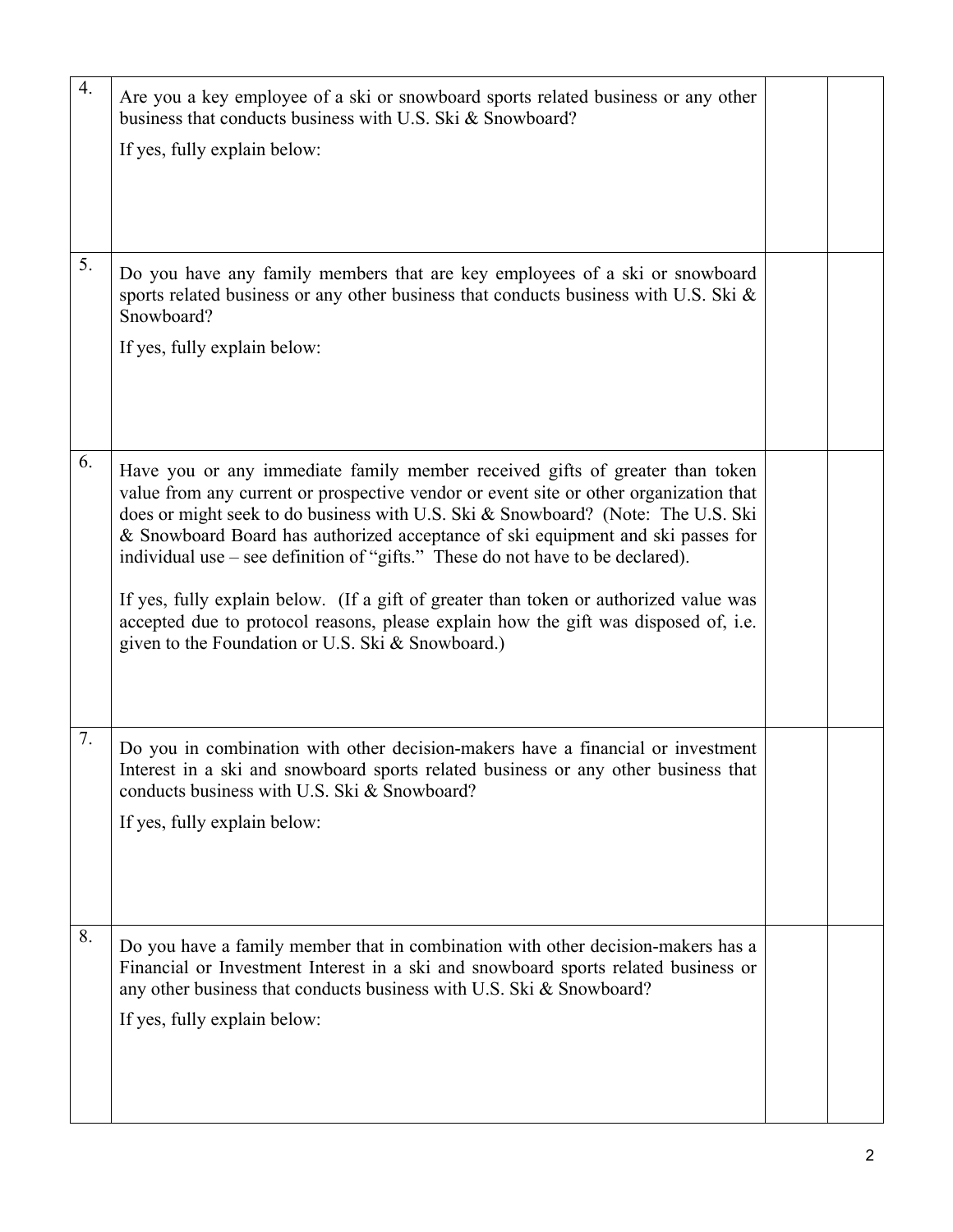| | | | |
|---|---|---|---|
| 4. | Are you a key employee of a ski or snowboard sports related business or any other business that conducts business with U.S. Ski & Snowboard?<br><br>If yes, fully explain below: | | |
| 5. | Do you have any family members that are key employees of a ski or snowboard sports related business or any other business that conducts business with U.S. Ski & Snowboard?<br><br>If yes, fully explain below: | | |
| 6. | Have you or any immediate family member received gifts of greater than token value from any current or prospective vendor or event site or other organization that does or might seek to do business with U.S. Ski & Snowboard? (Note: The U.S. Ski & Snowboard Board has authorized acceptance of ski equipment and ski passes for individual use – see definition of "gifts." These do not have to be declared).<br><br>If yes, fully explain below. (If a gift of greater than token or authorized value was accepted due to protocol reasons, please explain how the gift was disposed of, i.e. given to the Foundation or U.S. Ski & Snowboard.) | | |
| 7. | Do you in combination with other decision-makers have a financial or investment Interest in a ski and snowboard sports related business or any other business that conducts business with U.S. Ski & Snowboard?<br><br>If yes, fully explain below: | | |
| 8. | Do you have a family member that in combination with other decision-makers has a Financial or Investment Interest in a ski and snowboard sports related business or any other business that conducts business with U.S. Ski & Snowboard?<br><br>If yes, fully explain below: | | |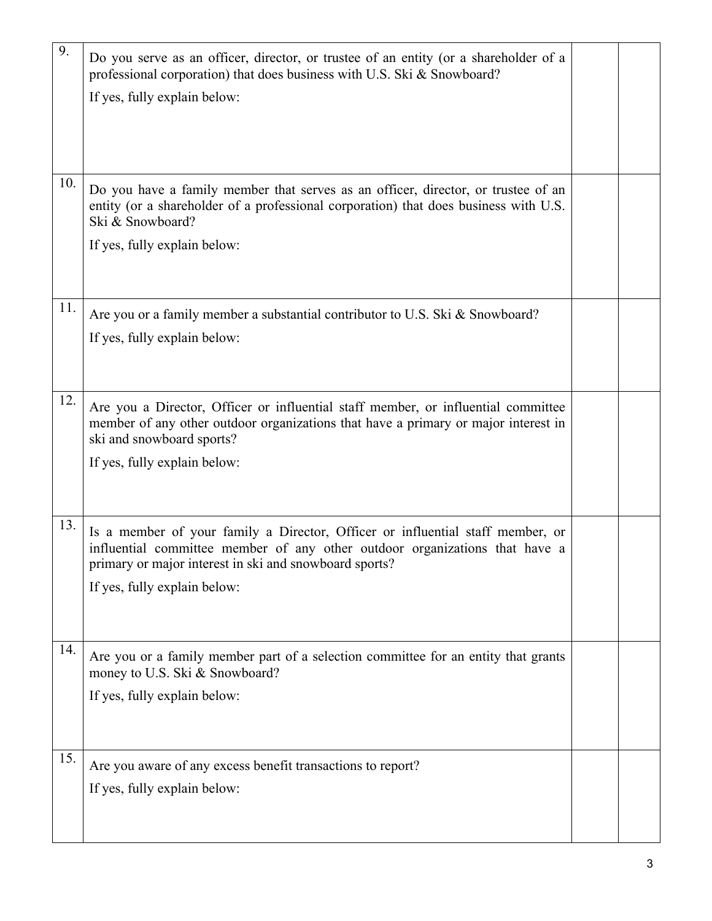| | | | |
|---|---|---|---|
| 9. | Do you serve as an officer, director, or trustee of an entity (or a shareholder of a professional corporation) that does business with U.S. Ski & Snowboard?<br><br>If yes, fully explain below: | | |
| 10. | Do you have a family member that serves as an officer, director, or trustee of an entity (or a shareholder of a professional corporation) that does business with U.S. Ski & Snowboard?<br><br>If yes, fully explain below: | | |
| 11. | Are you or a family member a substantial contributor to U.S. Ski & Snowboard?<br><br>If yes, fully explain below: | | |
| 12. | Are you a Director, Officer or influential staff member, or influential committee member of any other outdoor organizations that have a primary or major interest in ski and snowboard sports?<br><br>If yes, fully explain below: | | |
| 13. | Is a member of your family a Director, Officer or influential staff member, or influential committee member of any other outdoor organizations that have a primary or major interest in ski and snowboard sports?<br><br>If yes, fully explain below: | | |
| 14. | Are you or a family member part of a selection committee for an entity that grants money to U.S. Ski & Snowboard?<br><br>If yes, fully explain below: | | |
| 15. | Are you aware of any excess benefit transactions to report?<br><br>If yes, fully explain below: | | |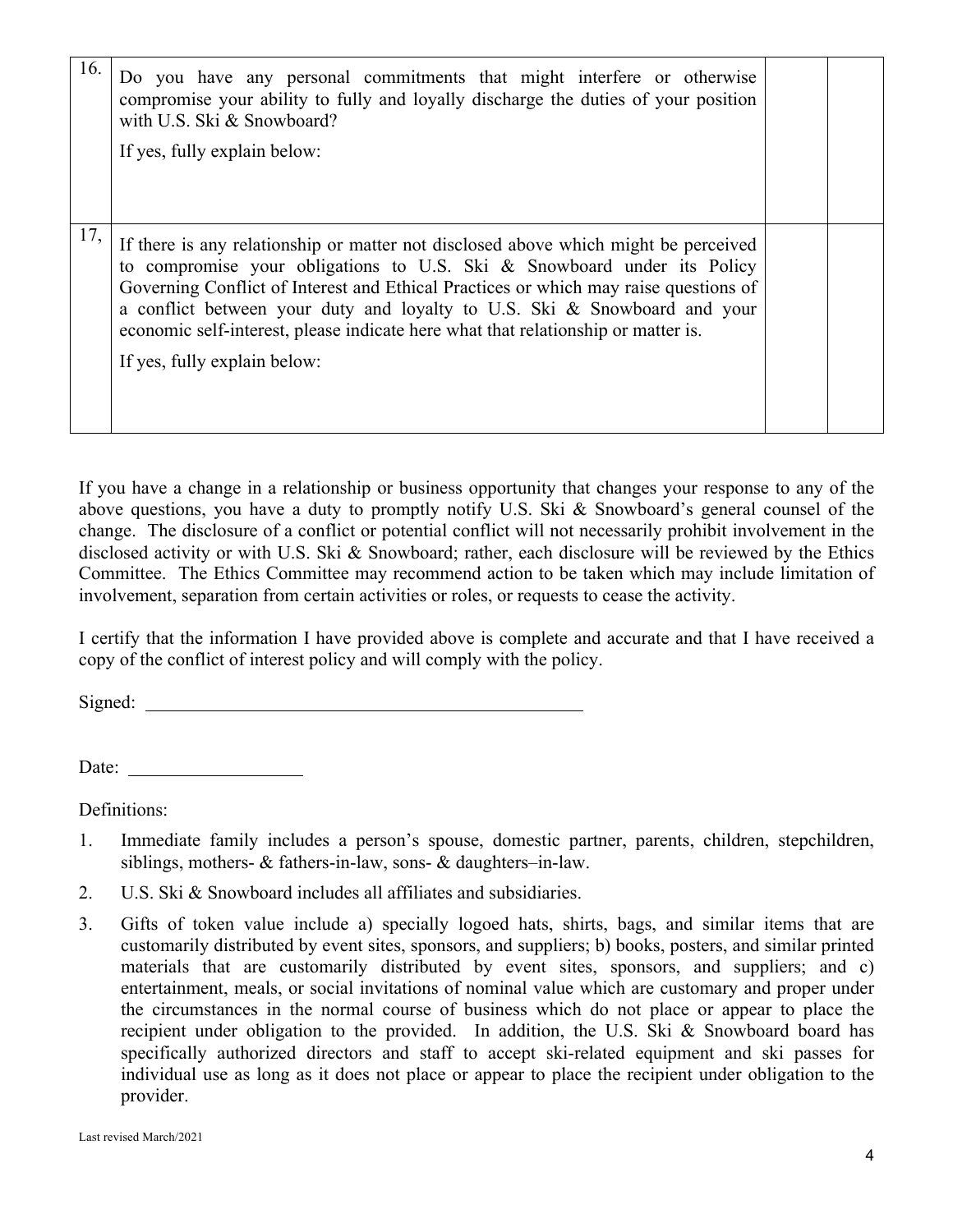| | | | |
|---|---|---|---|
| 16. | Do you have any personal commitments that might interfere or otherwise compromise your ability to fully and loyally discharge the duties of your position with U.S. Ski & Snowboard?<br><br>If yes, fully explain below: | | |
| 17, | If there is any relationship or matter not disclosed above which might be perceived to compromise your obligations to U.S. Ski & Snowboard under its Policy Governing Conflict of Interest and Ethical Practices or which may raise questions of a conflict between your duty and loyalty to U.S. Ski & Snowboard and your economic self-interest, please indicate here what that relationship or matter is.<br><br>If yes, fully explain below: | | |

If you have a change in a relationship or business opportunity that changes your response to any of the above questions, you have a duty to promptly notify U.S. Ski & Snowboard's general counsel of the change. The disclosure of a conflict or potential conflict will not necessarily prohibit involvement in the disclosed activity or with U.S. Ski & Snowboard; rather, each disclosure will be reviewed by the Ethics Committee. The Ethics Committee may recommend action to be taken which may include limitation of involvement, separation from certain activities or roles, or requests to cease the activity.

I certify that the information I have provided above is complete and accurate and that I have received a copy of the conflict of interest policy and will comply with the policy.

Signed: ______________________________________________

Date: __________________

Definitions:

1. Immediate family includes a person's spouse, domestic partner, parents, children, stepchildren, siblings, mothers- & fathers-in-law, sons- & daughters–in-law.
2. U.S. Ski & Snowboard includes all affiliates and subsidiaries.
3. Gifts of token value include a) specially logoed hats, shirts, bags, and similar items that are customarily distributed by event sites, sponsors, and suppliers; b) books, posters, and similar printed materials that are customarily distributed by event sites, sponsors, and suppliers; and c) entertainment, meals, or social invitations of nominal value which are customary and proper under the circumstances in the normal course of business which do not place or appear to place the recipient under obligation to the provided. In addition, the U.S. Ski & Snowboard board has specifically authorized directors and staff to accept ski-related equipment and ski passes for individual use as long as it does not place or appear to place the recipient under obligation to the provider.

Last revised March/2021